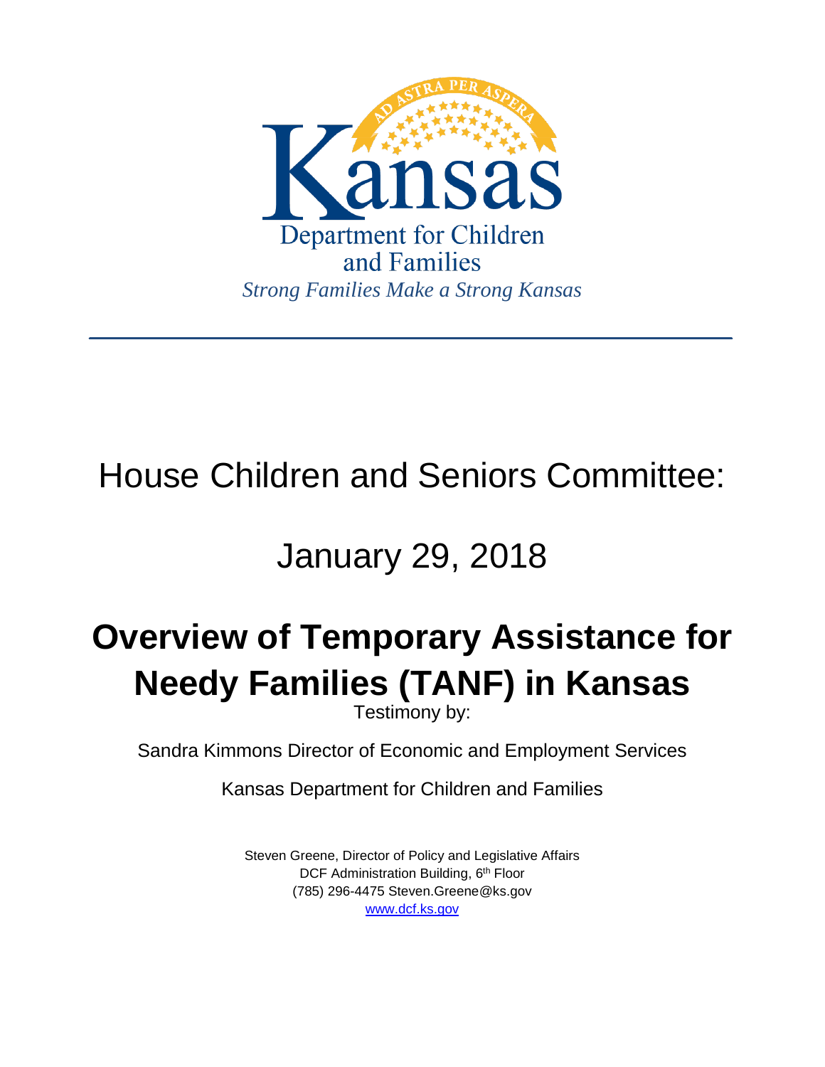Kansas

Department for Children and Families

*Strong Families Make a Strong Kansas*

---

# House Children and Seniors Committee:

# January 29, 2018

# Overview of Temporary Assistance for Needy Families (TANF) in Kansas

Testimony by:

Sandra Kimmons Director of Economic and Employment Services

Kansas Department for Children and Families

Steven Greene, Director of Policy and Legislative Affairs
DCF Administration Building, 6th Floor
(785) 296-4475 Steven.Greene@ks.gov
www.dcf.ks.gov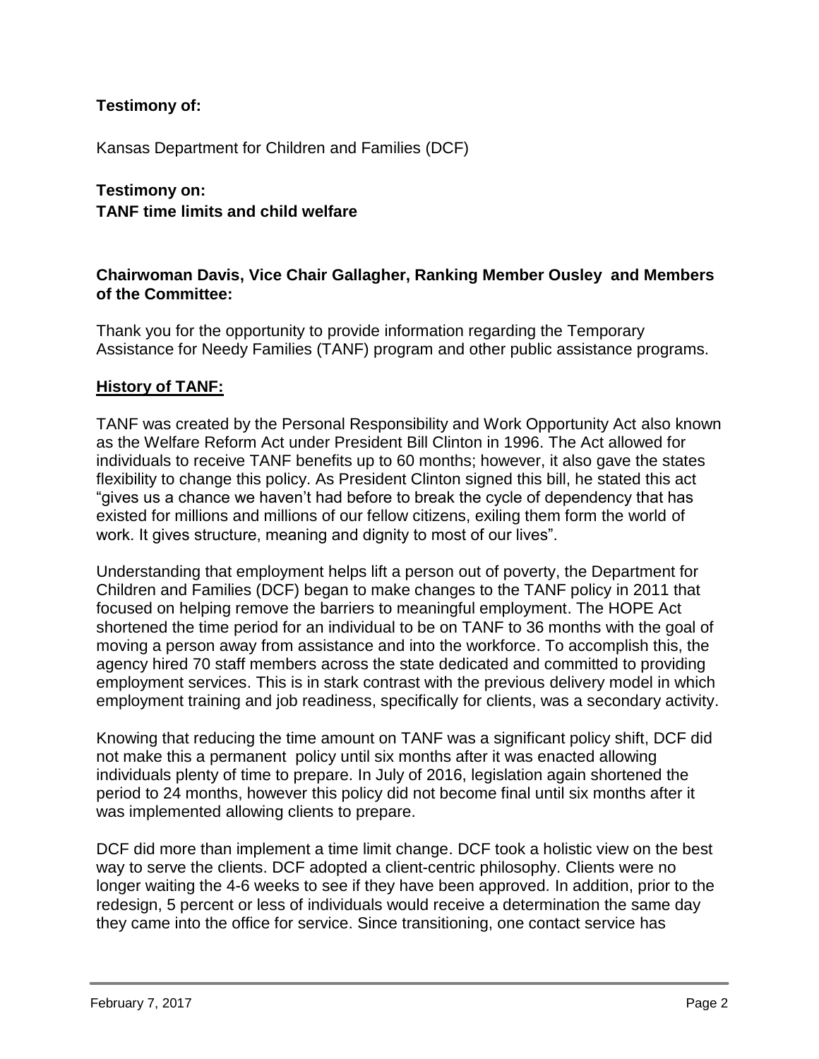**Testimony of:**

Kansas Department for Children and Families (DCF)

**Testimony on:**
**TANF time limits and child welfare**

**Chairwoman Davis, Vice Chair Gallagher, Ranking Member Ousley and Members of the Committee:**

Thank you for the opportunity to provide information regarding the Temporary Assistance for Needy Families (TANF) program and other public assistance programs.

**History of TANF:**

TANF was created by the Personal Responsibility and Work Opportunity Act also known as the Welfare Reform Act under President Bill Clinton in 1996. The Act allowed for individuals to receive TANF benefits up to 60 months; however, it also gave the states flexibility to change this policy. As President Clinton signed this bill, he stated this act "gives us a chance we haven't had before to break the cycle of dependency that has existed for millions and millions of our fellow citizens, exiling them form the world of work. It gives structure, meaning and dignity to most of our lives".

Understanding that employment helps lift a person out of poverty, the Department for Children and Families (DCF) began to make changes to the TANF policy in 2011 that focused on helping remove the barriers to meaningful employment. The HOPE Act shortened the time period for an individual to be on TANF to 36 months with the goal of moving a person away from assistance and into the workforce. To accomplish this, the agency hired 70 staff members across the state dedicated and committed to providing employment services. This is in stark contrast with the previous delivery model in which employment training and job readiness, specifically for clients, was a secondary activity.

Knowing that reducing the time amount on TANF was a significant policy shift, DCF did not make this a permanent policy until six months after it was enacted allowing individuals plenty of time to prepare. In July of 2016, legislation again shortened the period to 24 months, however this policy did not become final until six months after it was implemented allowing clients to prepare.

DCF did more than implement a time limit change. DCF took a holistic view on the best way to serve the clients. DCF adopted a client-centric philosophy. Clients were no longer waiting the 4-6 weeks to see if they have been approved. In addition, prior to the redesign, 5 percent or less of individuals would receive a determination the same day they came into the office for service. Since transitioning, one contact service has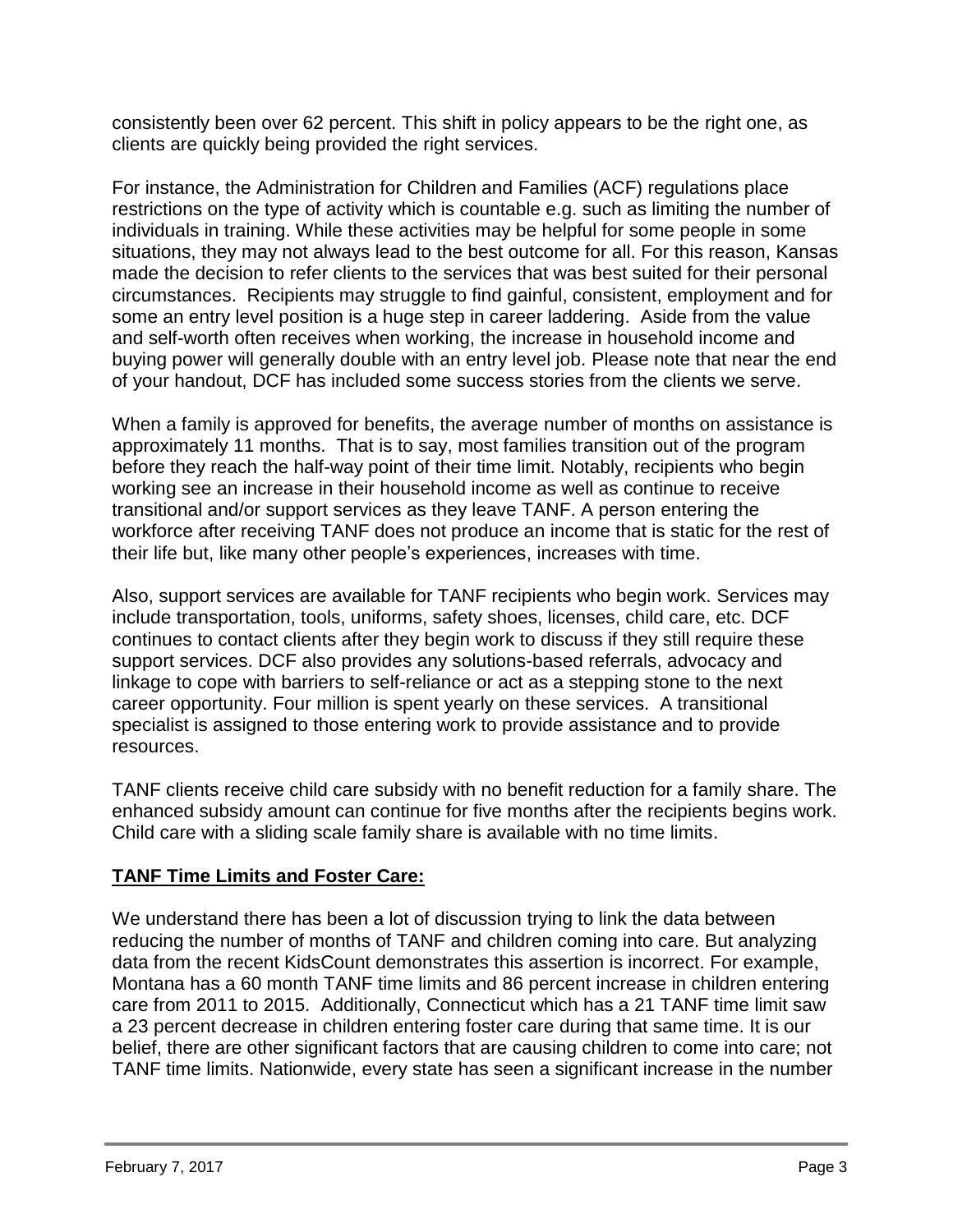consistently been over 62 percent. This shift in policy appears to be the right one, as clients are quickly being provided the right services.

For instance, the Administration for Children and Families (ACF) regulations place restrictions on the type of activity which is countable e.g. such as limiting the number of individuals in training. While these activities may be helpful for some people in some situations, they may not always lead to the best outcome for all. For this reason, Kansas made the decision to refer clients to the services that was best suited for their personal circumstances. Recipients may struggle to find gainful, consistent, employment and for some an entry level position is a huge step in career laddering. Aside from the value and self-worth often receives when working, the increase in household income and buying power will generally double with an entry level job. Please note that near the end of your handout, DCF has included some success stories from the clients we serve.

When a family is approved for benefits, the average number of months on assistance is approximately 11 months. That is to say, most families transition out of the program before they reach the half-way point of their time limit. Notably, recipients who begin working see an increase in their household income as well as continue to receive transitional and/or support services as they leave TANF. A person entering the workforce after receiving TANF does not produce an income that is static for the rest of their life but, like many other people's experiences, increases with time.

Also, support services are available for TANF recipients who begin work. Services may include transportation, tools, uniforms, safety shoes, licenses, child care, etc. DCF continues to contact clients after they begin work to discuss if they still require these support services. DCF also provides any solutions-based referrals, advocacy and linkage to cope with barriers to self-reliance or act as a stepping stone to the next career opportunity. Four million is spent yearly on these services. A transitional specialist is assigned to those entering work to provide assistance and to provide resources.

TANF clients receive child care subsidy with no benefit reduction for a family share. The enhanced subsidy amount can continue for five months after the recipients begins work. Child care with a sliding scale family share is available with no time limits.

## **TANF Time Limits and Foster Care:**

We understand there has been a lot of discussion trying to link the data between reducing the number of months of TANF and children coming into care. But analyzing data from the recent KidsCount demonstrates this assertion is incorrect. For example, Montana has a 60 month TANF time limits and 86 percent increase in children entering care from 2011 to 2015. Additionally, Connecticut which has a 21 TANF time limit saw a 23 percent decrease in children entering foster care during that same time. It is our belief, there are other significant factors that are causing children to come into care; not TANF time limits. Nationwide, every state has seen a significant increase in the number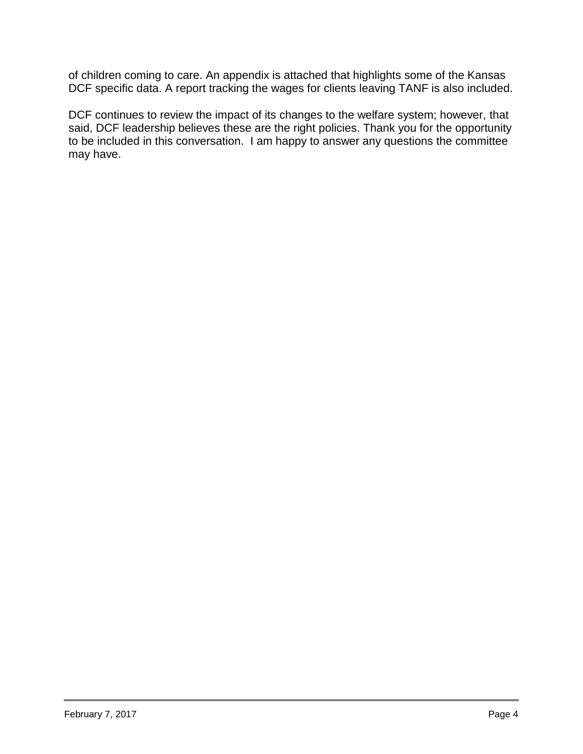of children coming to care. An appendix is attached that highlights some of the Kansas DCF specific data. A report tracking the wages for clients leaving TANF is also included.

DCF continues to review the impact of its changes to the welfare system; however, that said, DCF leadership believes these are the right policies. Thank you for the opportunity to be included in this conversation. I am happy to answer any questions the committee may have.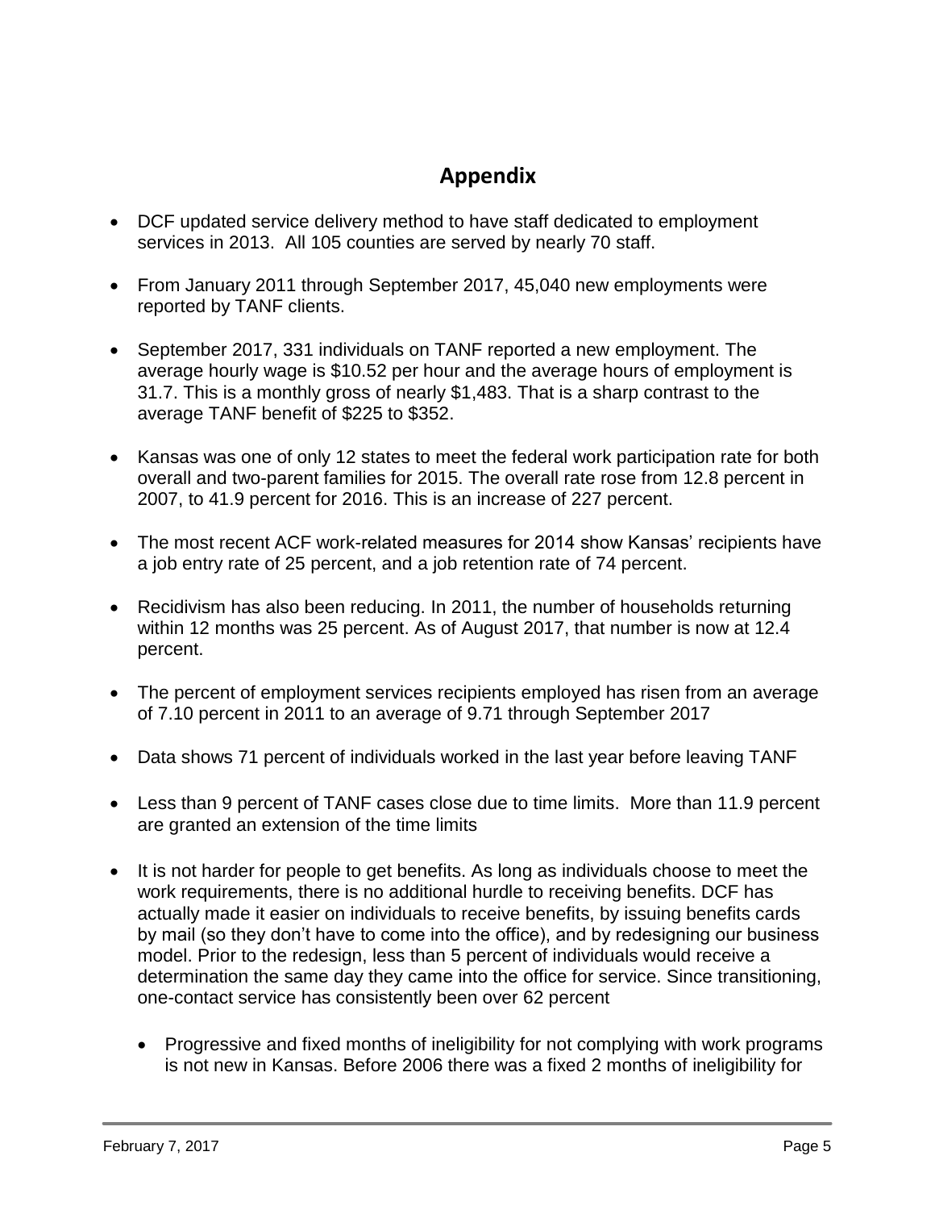## Appendix

- DCF updated service delivery method to have staff dedicated to employment services in 2013. All 105 counties are served by nearly 70 staff.

- From January 2011 through September 2017, 45,040 new employments were reported by TANF clients.

- September 2017, 331 individuals on TANF reported a new employment. The average hourly wage is $10.52 per hour and the average hours of employment is 31.7. This is a monthly gross of nearly $1,483. That is a sharp contrast to the average TANF benefit of $225 to $352.

- Kansas was one of only 12 states to meet the federal work participation rate for both overall and two-parent families for 2015. The overall rate rose from 12.8 percent in 2007, to 41.9 percent for 2016. This is an increase of 227 percent.

- The most recent ACF work-related measures for 2014 show Kansas' recipients have a job entry rate of 25 percent, and a job retention rate of 74 percent.

- Recidivism has also been reducing. In 2011, the number of households returning within 12 months was 25 percent. As of August 2017, that number is now at 12.4 percent.

- The percent of employment services recipients employed has risen from an average of 7.10 percent in 2011 to an average of 9.71 through September 2017

- Data shows 71 percent of individuals worked in the last year before leaving TANF

- Less than 9 percent of TANF cases close due to time limits. More than 11.9 percent are granted an extension of the time limits

- It is not harder for people to get benefits. As long as individuals choose to meet the work requirements, there is no additional hurdle to receiving benefits. DCF has actually made it easier on individuals to receive benefits, by issuing benefits cards by mail (so they don't have to come into the office), and by redesigning our business model. Prior to the redesign, less than 5 percent of individuals would receive a determination the same day they came into the office for service. Since transitioning, one-contact service has consistently been over 62 percent

    - Progressive and fixed months of ineligibility for not complying with work programs is not new in Kansas. Before 2006 there was a fixed 2 months of ineligibility for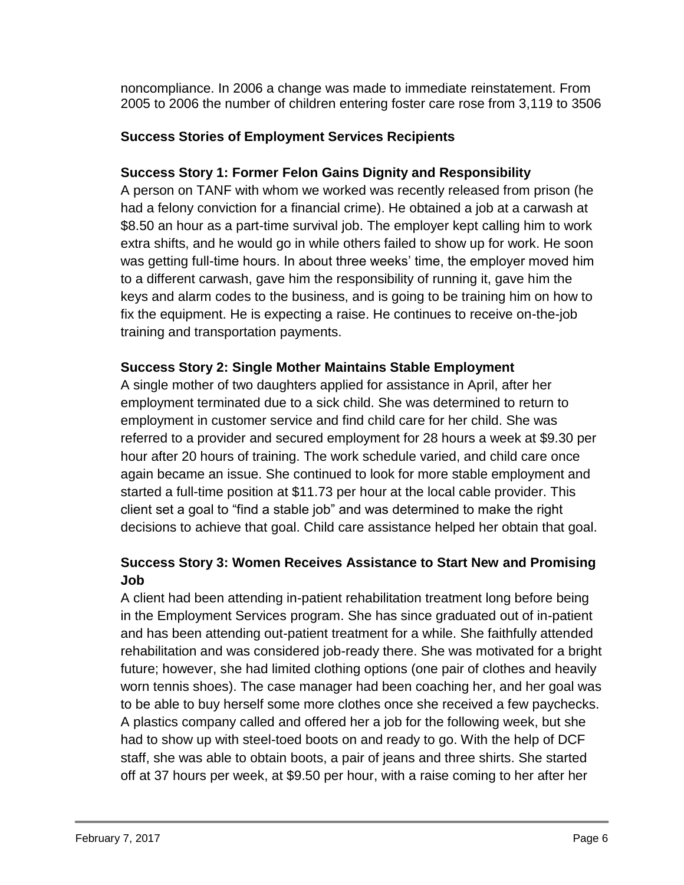noncompliance. In 2006 a change was made to immediate reinstatement. From 2005 to 2006 the number of children entering foster care rose from 3,119 to 3506

## Success Stories of Employment Services Recipients

### Success Story 1: Former Felon Gains Dignity and Responsibility

A person on TANF with whom we worked was recently released from prison (he had a felony conviction for a financial crime). He obtained a job at a carwash at $8.50 an hour as a part-time survival job. The employer kept calling him to work extra shifts, and he would go in while others failed to show up for work. He soon was getting full-time hours. In about three weeks' time, the employer moved him to a different carwash, gave him the responsibility of running it, gave him the keys and alarm codes to the business, and is going to be training him on how to fix the equipment. He is expecting a raise. He continues to receive on-the-job training and transportation payments.

### Success Story 2: Single Mother Maintains Stable Employment

A single mother of two daughters applied for assistance in April, after her employment terminated due to a sick child. She was determined to return to employment in customer service and find child care for her child. She was referred to a provider and secured employment for 28 hours a week at $9.30 per hour after 20 hours of training. The work schedule varied, and child care once again became an issue. She continued to look for more stable employment and started a full-time position at $11.73 per hour at the local cable provider. This client set a goal to "find a stable job" and was determined to make the right decisions to achieve that goal. Child care assistance helped her obtain that goal.

### Success Story 3: Women Receives Assistance to Start New and Promising Job

A client had been attending in-patient rehabilitation treatment long before being in the Employment Services program. She has since graduated out of in-patient and has been attending out-patient treatment for a while. She faithfully attended rehabilitation and was considered job-ready there. She was motivated for a bright future; however, she had limited clothing options (one pair of clothes and heavily worn tennis shoes). The case manager had been coaching her, and her goal was to be able to buy herself some more clothes once she received a few paychecks. A plastics company called and offered her a job for the following week, but she had to show up with steel-toed boots on and ready to go. With the help of DCF staff, she was able to obtain boots, a pair of jeans and three shirts. She started off at 37 hours per week, at $9.50 per hour, with a raise coming to her after her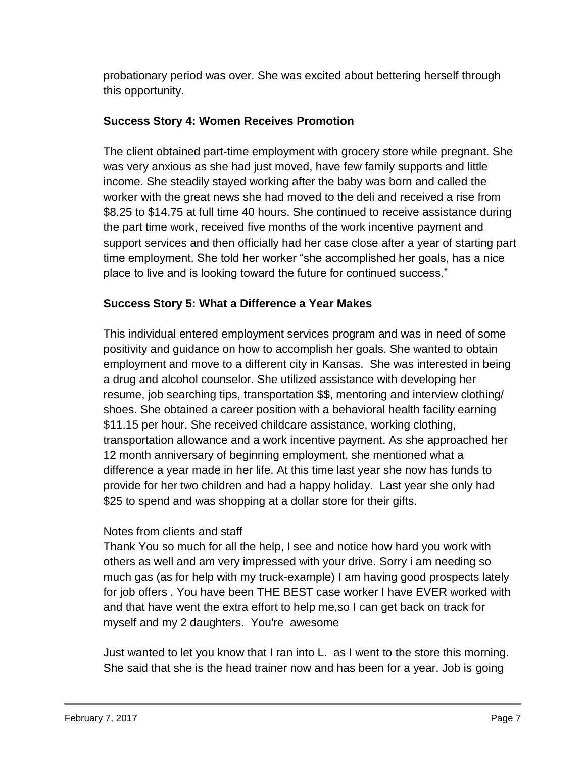probationary period was over. She was excited about bettering herself through this opportunity.

**Success Story 4: Women Receives Promotion**

The client obtained part-time employment with grocery store while pregnant. She was very anxious as she had just moved, have few family supports and little income. She steadily stayed working after the baby was born and called the worker with the great news she had moved to the deli and received a rise from $8.25 to $14.75 at full time 40 hours. She continued to receive assistance during the part time work, received five months of the work incentive payment and support services and then officially had her case close after a year of starting part time employment. She told her worker "she accomplished her goals, has a nice place to live and is looking toward the future for continued success."

**Success Story 5: What a Difference a Year Makes**

This individual entered employment services program and was in need of some positivity and guidance on how to accomplish her goals. She wanted to obtain employment and move to a different city in Kansas. She was interested in being a drug and alcohol counselor. She utilized assistance with developing her resume, job searching tips, transportation $$, mentoring and interview clothing/ shoes. She obtained a career position with a behavioral health facility earning $11.15 per hour. She received childcare assistance, working clothing, transportation allowance and a work incentive payment. As she approached her 12 month anniversary of beginning employment, she mentioned what a difference a year made in her life. At this time last year she now has funds to provide for her two children and had a happy holiday. Last year she only had $25 to spend and was shopping at a dollar store for their gifts.

Notes from clients and staff

Thank You so much for all the help, I see and notice how hard you work with others as well and am very impressed with your drive. Sorry i am needing so much gas (as for help with my truck-example) I am having good prospects lately for job offers . You have been THE BEST case worker I have EVER worked with and that have went the extra effort to help me,so I can get back on track for myself and my 2 daughters. You're awesome

Just wanted to let you know that I ran into L. as I went to the store this morning. She said that she is the head trainer now and has been for a year. Job is going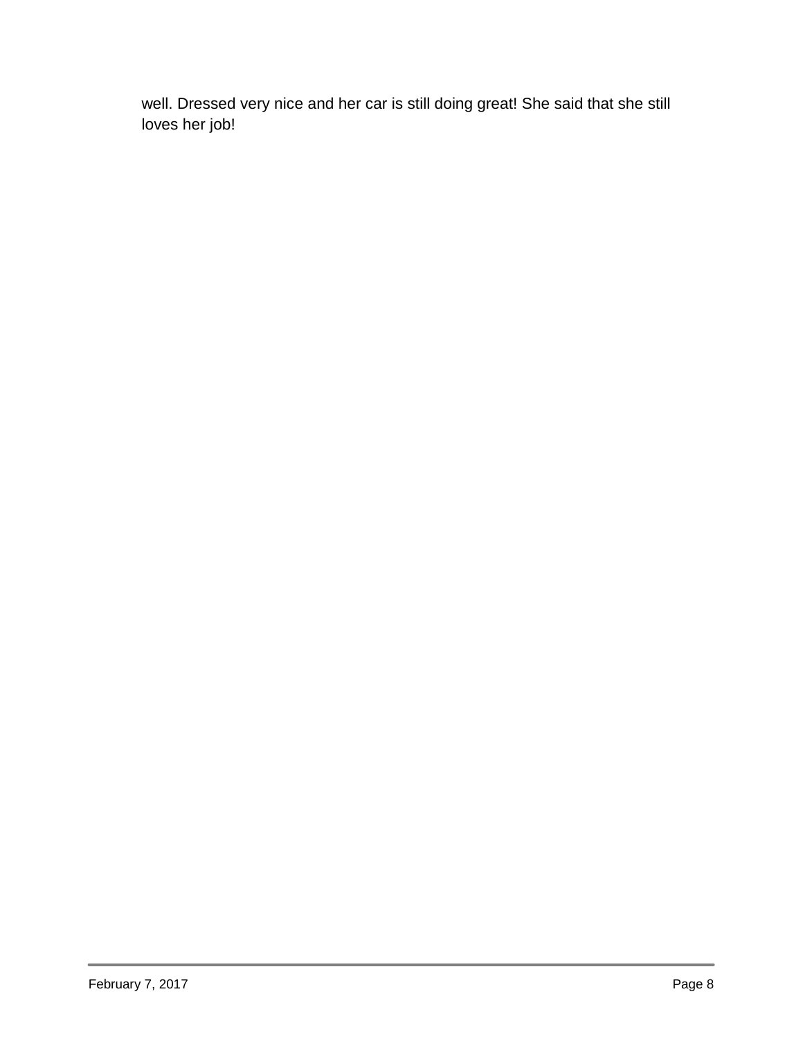well. Dressed very nice and her car is still doing great! She said that she still loves her job!